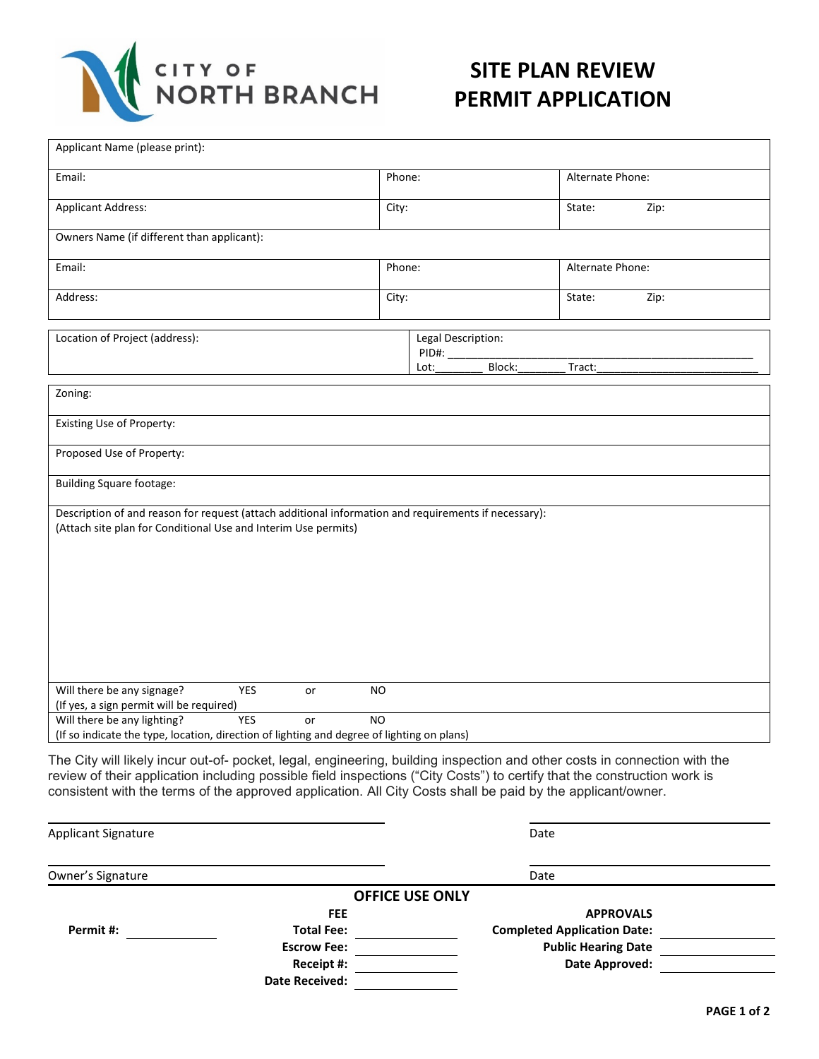CITY OF NORTH BRANCH

# SITE PLAN REVIEW PERMIT APPLICATION

| Applicant Name (please print): | | |
|---|---|---|
| Email: | Phone: | Alternate Phone: |
| Applicant Address: | City: | State: Zip: |
| Owners Name (if different than applicant): | | |
| Email: | Phone: | Alternate Phone: |
| Address: | City: | State: Zip: |

| Location of Project (address): | Legal Description: PID#: ____ Lot:____ Block:____ Tract:____ |
|---|---|

| Zoning: |
|---|
| Existing Use of Property: |
| Proposed Use of Property: |
| Building Square footage: |
| Description of and reason for request (attach additional information and requirements if necessary): (Attach site plan for Conditional Use and Interim Use permits) |
| Will there be any signage? YES or NO (If yes, a sign permit will be required) |
| Will there be any lighting? YES or NO (If so indicate the type, location, direction of lighting and degree of lighting on plans) |

The City will likely incur out-of- pocket, legal, engineering, building inspection and other costs in connection with the review of their application including possible field inspections ("City Costs") to certify that the construction work is consistent with the terms of the approved application. All City Costs shall be paid by the applicant/owner.

Applicant Signature ____________________ Date ____________

Owner's Signature ____________________ Date ____________

## OFFICE USE ONLY

| | FEE | | APPROVALS | |
|---|---|---|---|---|
| **Permit #:** ______ | **Total Fee:** | ______ | **Completed Application Date:** | ______ |
| | **Escrow Fee:** | ______ | **Public Hearing Date** | ______ |
| | **Receipt #:** | ______ | **Date Approved:** | ______ |
| | **Date Received:** | ______ | | |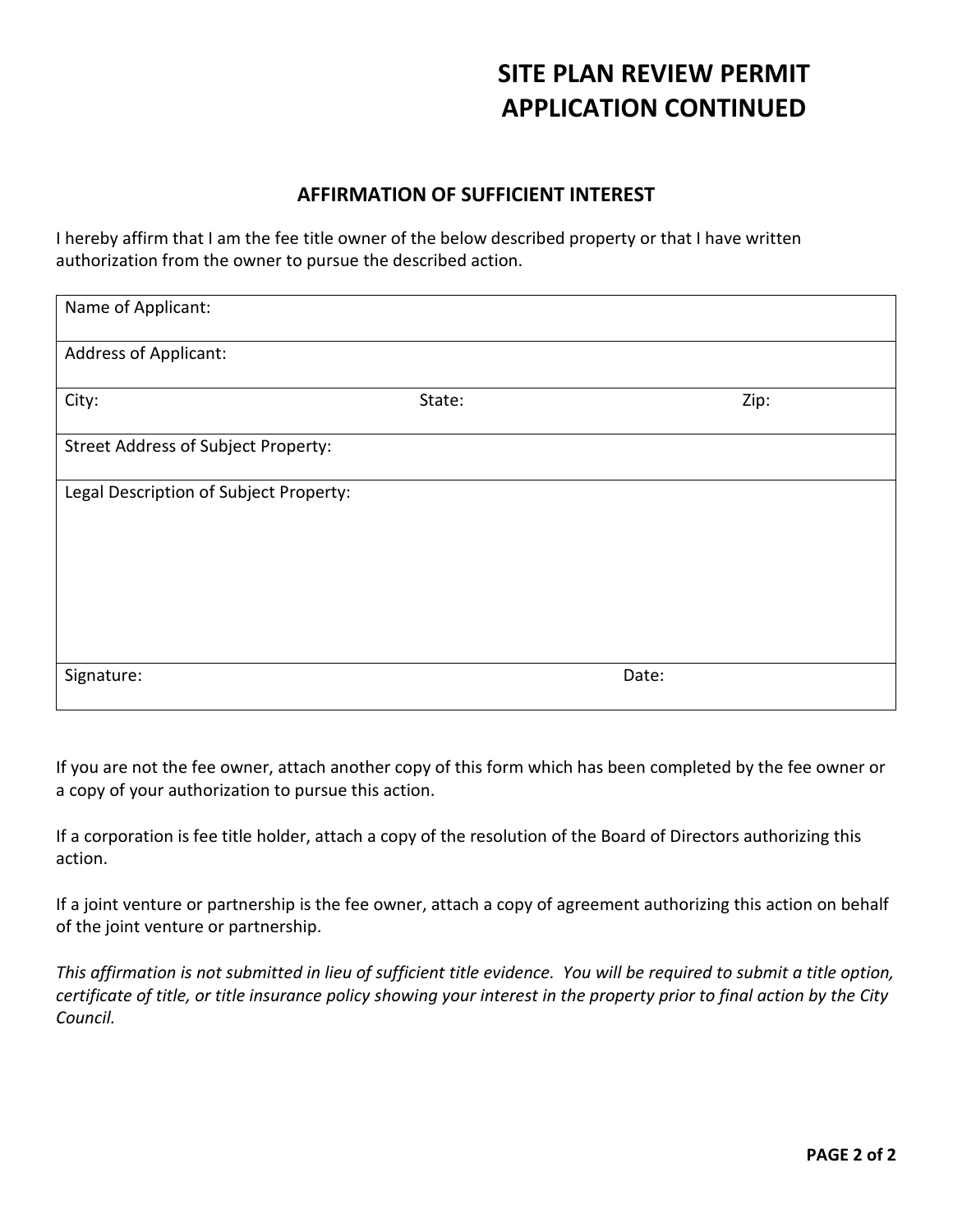# SITE PLAN REVIEW PERMIT APPLICATION CONTINUED

## AFFIRMATION OF SUFFICIENT INTEREST

I hereby affirm that I am the fee title owner of the below described property or that I have written authorization from the owner to pursue the described action.

| | | |
|---|---|---|
| Name of Applicant: | | |
| Address of Applicant: | | |
| City: | State: | Zip: |
| Street Address of Subject Property: | | |
| Legal Description of Subject Property: | | |
| Signature: | Date: | |

If you are not the fee owner, attach another copy of this form which has been completed by the fee owner or a copy of your authorization to pursue this action.

If a corporation is fee title holder, attach a copy of the resolution of the Board of Directors authorizing this action.

If a joint venture or partnership is the fee owner, attach a copy of agreement authorizing this action on behalf of the joint venture or partnership.

*This affirmation is not submitted in lieu of sufficient title evidence. You will be required to submit a title option, certificate of title, or title insurance policy showing your interest in the property prior to final action by the City Council.*